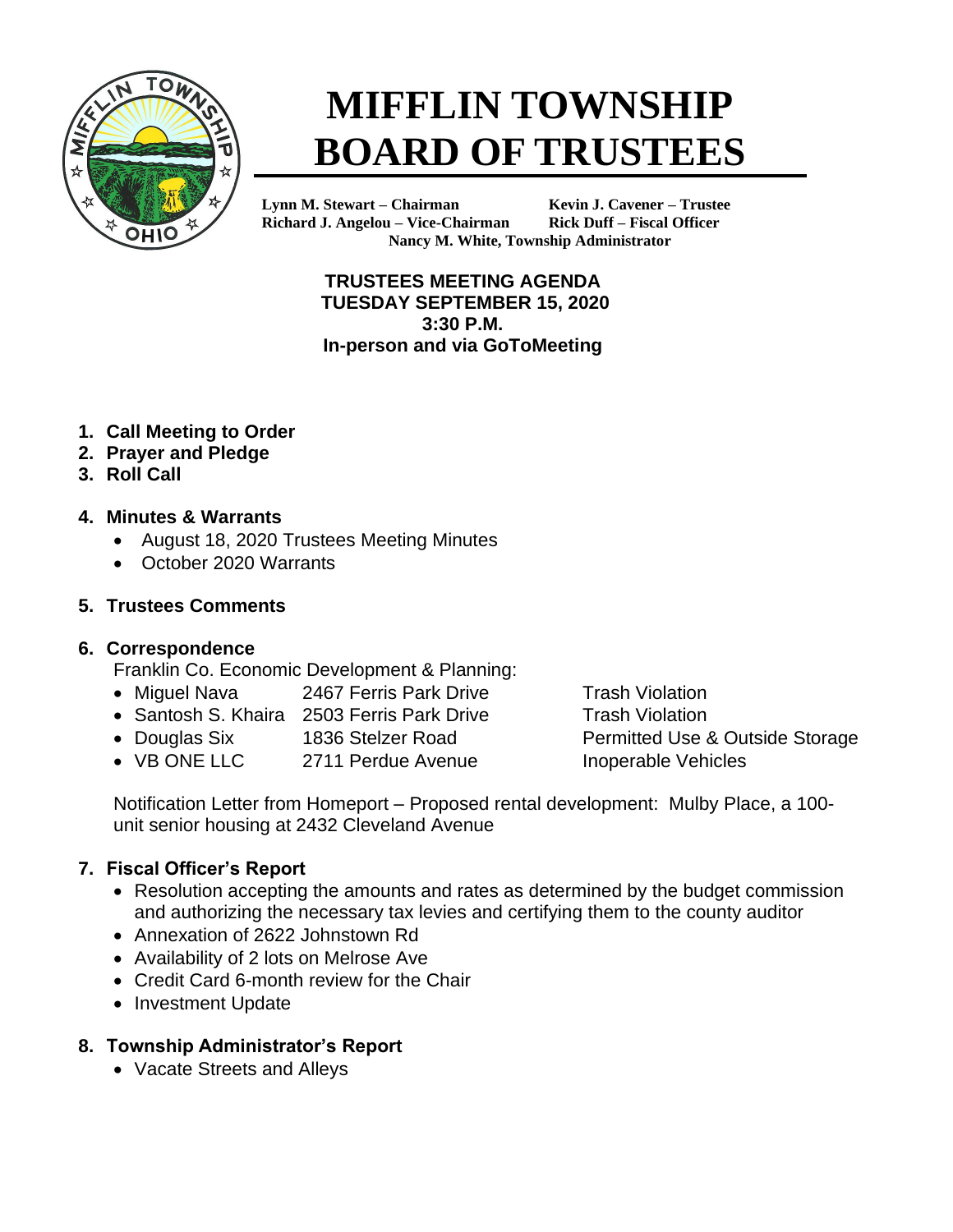# MIFFLIN TOWNSHIP BOARD OF TRUSTEES

**Lynn M. Stewart – Chairman**
**Richard J. Angelou – Vice-Chairman**
**Kevin J. Cavener – Trustee**
**Rick Duff – Fiscal Officer**
**Nancy M. White, Township Administrator**

**TRUSTEES MEETING AGENDA**
**TUESDAY SEPTEMBER 15, 2020**
**3:30 P.M.**
**In-person and via GoToMeeting**

1. **Call Meeting to Order**
2. **Prayer and Pledge**
3. **Roll Call**

4. **Minutes & Warrants**
   - August 18, 2020 Trustees Meeting Minutes
   - October 2020 Warrants

5. **Trustees Comments**

6. **Correspondence**

   Franklin Co. Economic Development & Planning:
   - Miguel Nava — 2467 Ferris Park Drive — Trash Violation
   - Santosh S. Khaira — 2503 Ferris Park Drive — Trash Violation
   - Douglas Six — 1836 Stelzer Road — Permitted Use & Outside Storage
   - VB ONE LLC — 2711 Perdue Avenue — Inoperable Vehicles

   Notification Letter from Homeport – Proposed rental development: Mulby Place, a 100-unit senior housing at 2432 Cleveland Avenue

7. **Fiscal Officer's Report**
   - Resolution accepting the amounts and rates as determined by the budget commission and authorizing the necessary tax levies and certifying them to the county auditor
   - Annexation of 2622 Johnstown Rd
   - Availability of 2 lots on Melrose Ave
   - Credit Card 6-month review for the Chair
   - Investment Update

8. **Township Administrator's Report**
   - Vacate Streets and Alleys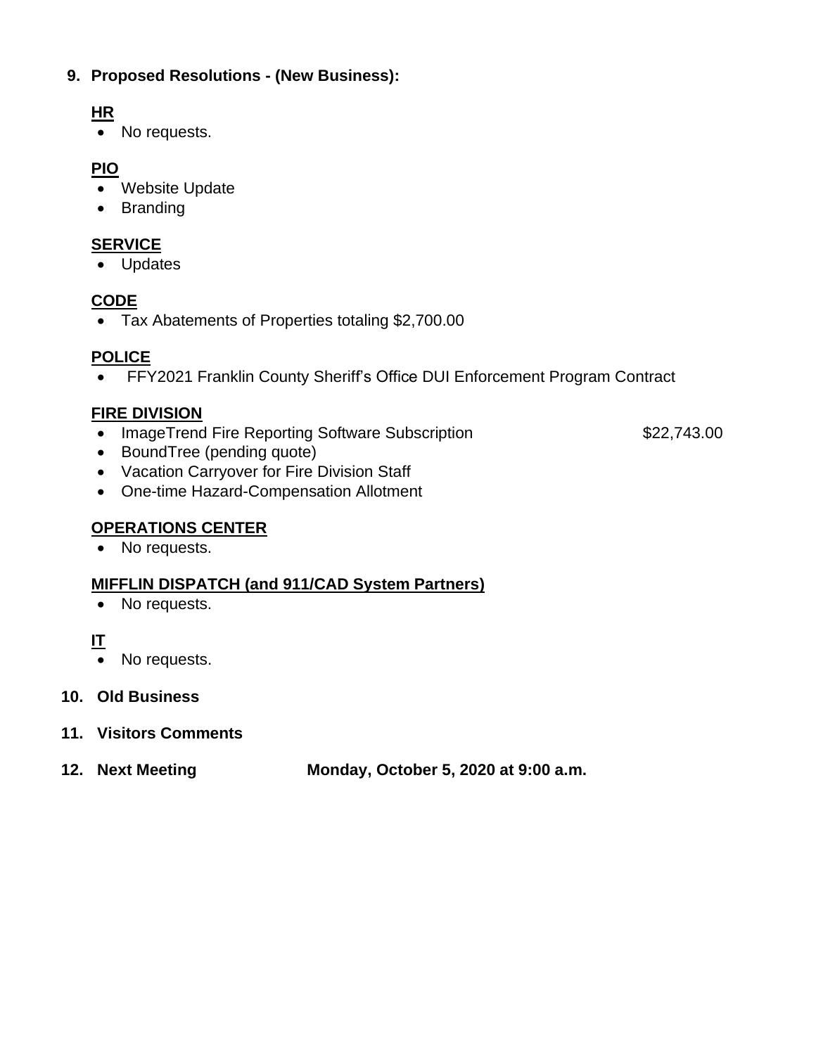**9. Proposed Resolutions - (New Business):**

**HR**

- No requests.

**PIO**

- Website Update
- Branding

**SERVICE**

- Updates

**CODE**

- Tax Abatements of Properties totaling $2,700.00

**POLICE**

- FFY2021 Franklin County Sheriff's Office DUI Enforcement Program Contract

**FIRE DIVISION**

- ImageTrend Fire Reporting Software Subscription $22,743.00
- BoundTree (pending quote)
- Vacation Carryover for Fire Division Staff
- One-time Hazard-Compensation Allotment

**OPERATIONS CENTER**

- No requests.

**MIFFLIN DISPATCH (and 911/CAD System Partners)**

- No requests.

**IT**

- No requests.

**10. Old Business**

**11. Visitors Comments**

**12. Next Meeting Monday, October 5, 2020 at 9:00 a.m.**